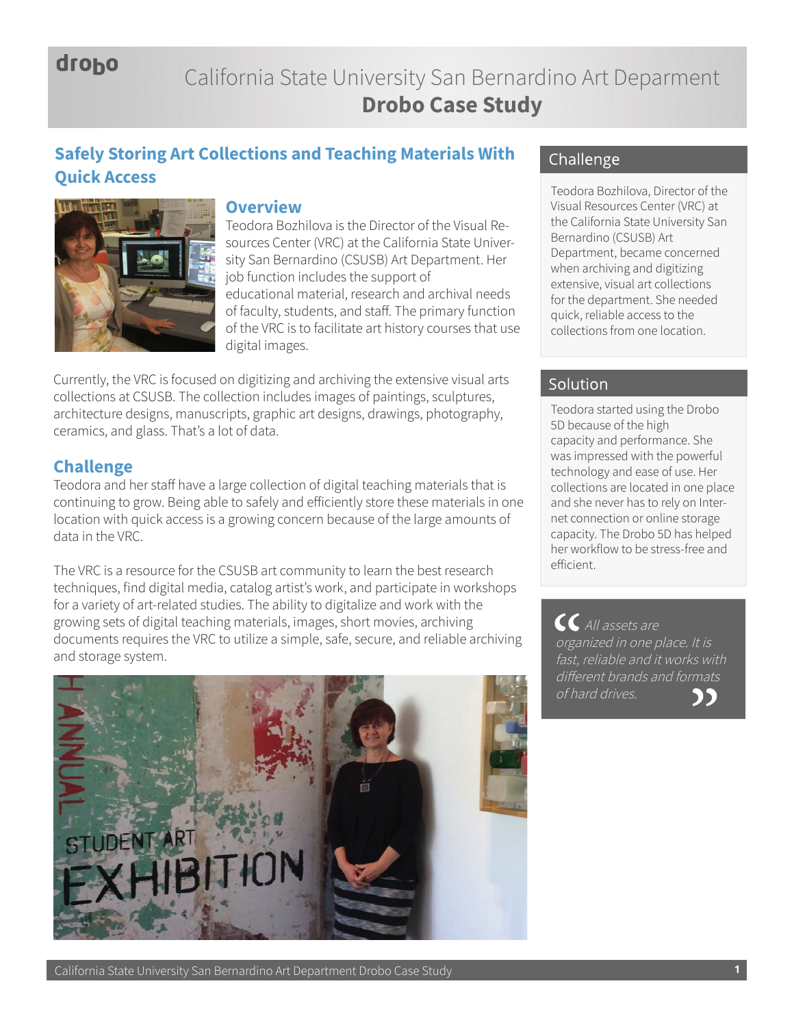drobo

# California State University San Bernardino Art Department
# Drobo Case Study

## Safely Storing Art Collections and Teaching Materials With Quick Access

### Overview

Teodora Bozhilova is the Director of the Visual Resources Center (VRC) at the California State University San Bernardino (CSUSB) Art Department. Her job function includes the support of educational material, research and archival needs of faculty, students, and staff. The primary function of the VRC is to facilitate art history courses that use digital images.

Currently, the VRC is focused on digitizing and archiving the extensive visual arts collections at CSUSB. The collection includes images of paintings, sculptures, architecture designs, manuscripts, graphic art designs, drawings, photography, ceramics, and glass. That's a lot of data.

### Challenge

Teodora and her staff have a large collection of digital teaching materials that is continuing to grow. Being able to safely and efficiently store these materials in one location with quick access is a growing concern because of the large amounts of data in the VRC.

The VRC is a resource for the CSUSB art community to learn the best research techniques, find digital media, catalog artist's work, and participate in workshops for a variety of art-related studies. The ability to digitalize and work with the growing sets of digital teaching materials, images, short movies, archiving documents requires the VRC to utilize a simple, safe, secure, and reliable archiving and storage system.

### Challenge

Teodora Bozhilova, Director of the Visual Resources Center (VRC) at the California State University San Bernardino (CSUSB) Art Department, became concerned when archiving and digitizing extensive, visual art collections for the department. She needed quick, reliable access to the collections from one location.

### Solution

Teodora started using the Drobo 5D because of the high capacity and performance. She was impressed with the powerful technology and ease of use. Her collections are located in one place and she never has to rely on Internet connection or online storage capacity. The Drobo 5D has helped her workflow to be stress-free and efficient.

> *"All assets are organized in one place. It is fast, reliable and it works with different brands and formats of hard drives."*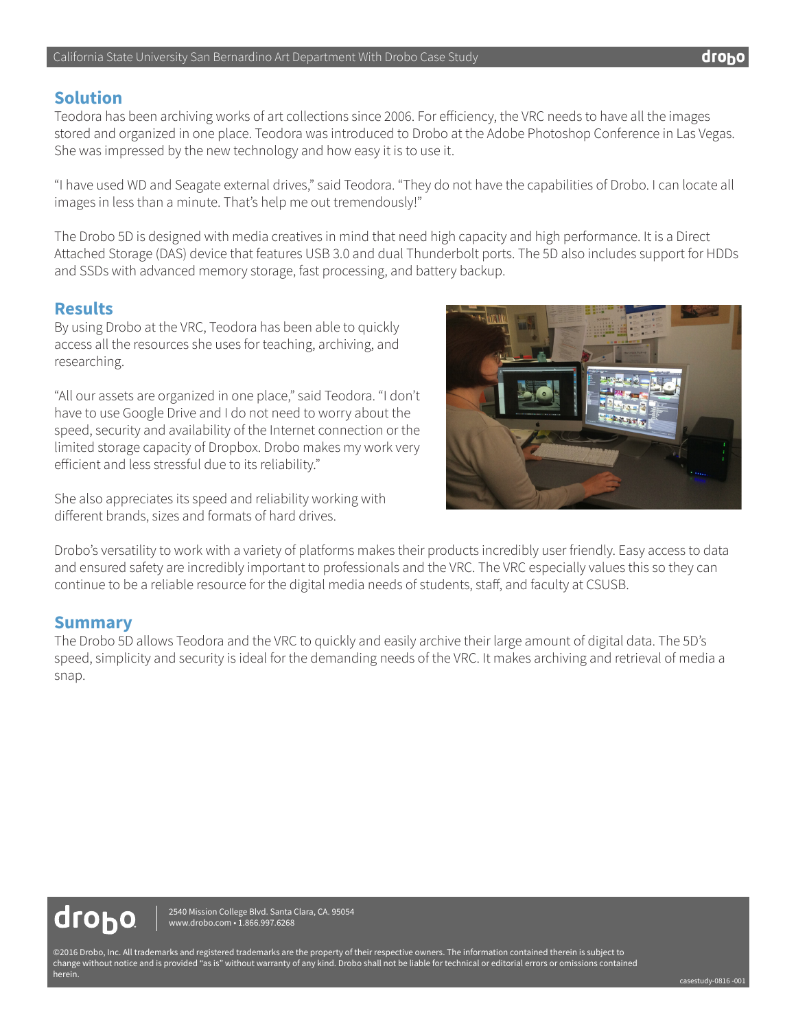## Solution

Teodora has been archiving works of art collections since 2006. For efficiency, the VRC needs to have all the images stored and organized in one place. Teodora was introduced to Drobo at the Adobe Photoshop Conference in Las Vegas. She was impressed by the new technology and how easy it is to use it.

"I have used WD and Seagate external drives," said Teodora. "They do not have the capabilities of Drobo. I can locate all images in less than a minute. That's help me out tremendously!"

The Drobo 5D is designed with media creatives in mind that need high capacity and high performance. It is a Direct Attached Storage (DAS) device that features USB 3.0 and dual Thunderbolt ports. The 5D also includes support for HDDs and SSDs with advanced memory storage, fast processing, and battery backup.

## Results

By using Drobo at the VRC, Teodora has been able to quickly access all the resources she uses for teaching, archiving, and researching.

"All our assets are organized in one place," said Teodora. "I don't have to use Google Drive and I do not need to worry about the speed, security and availability of the Internet connection or the limited storage capacity of Dropbox. Drobo makes my work very efficient and less stressful due to its reliability."

She also appreciates its speed and reliability working with different brands, sizes and formats of hard drives.

Drobo's versatility to work with a variety of platforms makes their products incredibly user friendly. Easy access to data and ensured safety are incredibly important to professionals and the VRC. The VRC especially values this so they can continue to be a reliable resource for the digital media needs of students, staff, and faculty at CSUSB.

## Summary

The Drobo 5D allows Teodora and the VRC to quickly and easily archive their large amount of digital data. The 5D's speed, simplicity and security is ideal for the demanding needs of the VRC. It makes archiving and retrieval of media a snap.

drobo

2540 Mission College Blvd. Santa Clara, CA. 95054
www.drobo.com • 1.866.997.6268

©2016 Drobo, Inc. All trademarks and registered trademarks are the property of their respective owners. The information contained therein is subject to change without notice and is provided "as is" without warranty of any kind. Drobo shall not be liable for technical or editorial errors or omissions contained herein.

casestudy-0816 -001